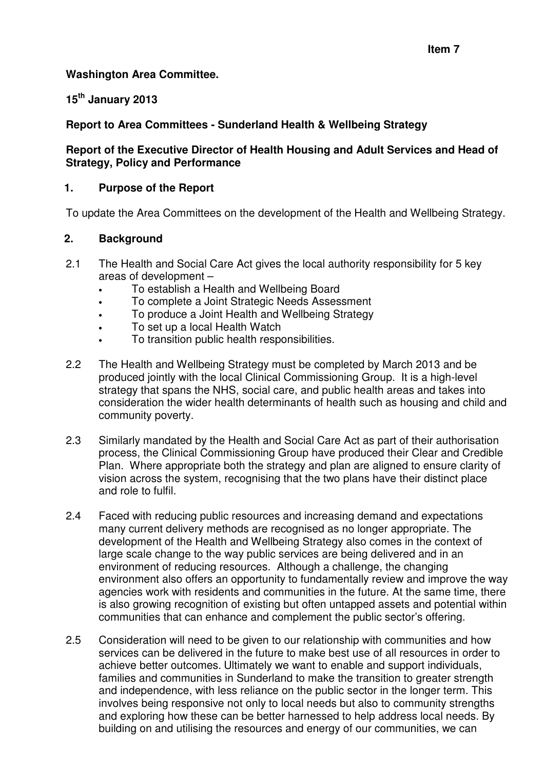**Item 7**

**Washington Area Committee.**

**15th January 2013**

**Report to Area Committees - Sunderland Health & Wellbeing Strategy**

**Report of the Executive Director of Health Housing and Adult Services and Head of Strategy, Policy and Performance**

## 1. Purpose of the Report

To update the Area Committees on the development of the Health and Wellbeing Strategy.

## 2. Background

2.1 The Health and Social Care Act gives the local authority responsibility for 5 key areas of development –

- To establish a Health and Wellbeing Board
- To complete a Joint Strategic Needs Assessment
- To produce a Joint Health and Wellbeing Strategy
- To set up a local Health Watch
- To transition public health responsibilities.

2.2 The Health and Wellbeing Strategy must be completed by March 2013 and be produced jointly with the local Clinical Commissioning Group. It is a high-level strategy that spans the NHS, social care, and public health areas and takes into consideration the wider health determinants of health such as housing and child and community poverty.

2.3 Similarly mandated by the Health and Social Care Act as part of their authorisation process, the Clinical Commissioning Group have produced their Clear and Credible Plan. Where appropriate both the strategy and plan are aligned to ensure clarity of vision across the system, recognising that the two plans have their distinct place and role to fulfil.

2.4 Faced with reducing public resources and increasing demand and expectations many current delivery methods are recognised as no longer appropriate. The development of the Health and Wellbeing Strategy also comes in the context of large scale change to the way public services are being delivered and in an environment of reducing resources. Although a challenge, the changing environment also offers an opportunity to fundamentally review and improve the way agencies work with residents and communities in the future. At the same time, there is also growing recognition of existing but often untapped assets and potential within communities that can enhance and complement the public sector's offering.

2.5 Consideration will need to be given to our relationship with communities and how services can be delivered in the future to make best use of all resources in order to achieve better outcomes. Ultimately we want to enable and support individuals, families and communities in Sunderland to make the transition to greater strength and independence, with less reliance on the public sector in the longer term. This involves being responsive not only to local needs but also to community strengths and exploring how these can be better harnessed to help address local needs. By building on and utilising the resources and energy of our communities, we can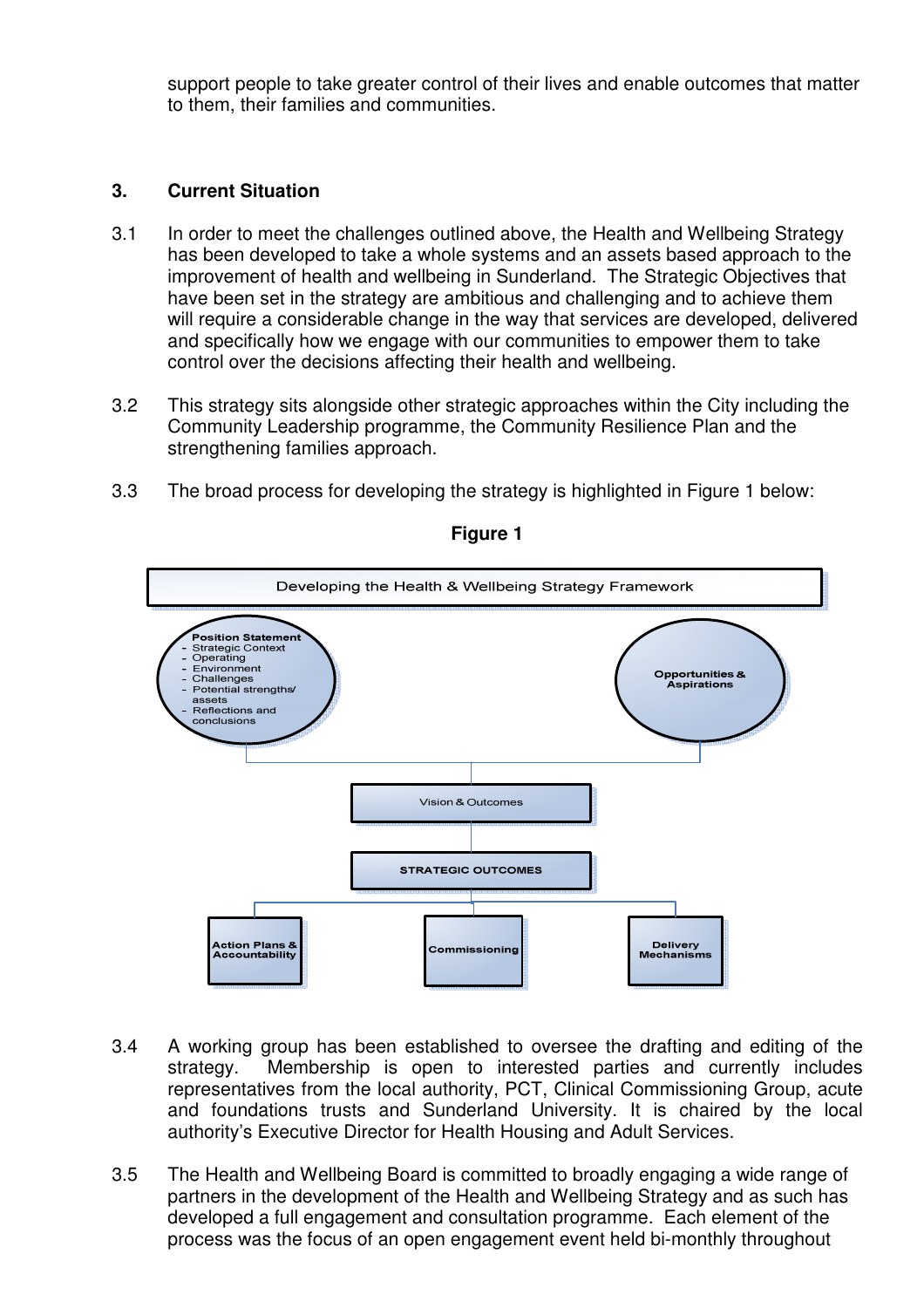support people to take greater control of their lives and enable outcomes that matter to them, their families and communities.

## 3. Current Situation

3.1 In order to meet the challenges outlined above, the Health and Wellbeing Strategy has been developed to take a whole systems and an assets based approach to the improvement of health and wellbeing in Sunderland. The Strategic Objectives that have been set in the strategy are ambitious and challenging and to achieve them will require a considerable change in the way that services are developed, delivered and specifically how we engage with our communities to empower them to take control over the decisions affecting their health and wellbeing.

3.2 This strategy sits alongside other strategic approaches within the City including the Community Leadership programme, the Community Resilience Plan and the strengthening families approach.

3.3 The broad process for developing the strategy is highlighted in Figure 1 below:

**Figure 1**

Developing the Health & Wellbeing Strategy Framework

**Position Statement**
- Strategic Context
- Operating Environment
- Challenges
- Potential strengths/ assets
- Reflections and conclusions

Opportunities & Aspirations

Vision & Outcomes

STRATEGIC OUTCOMES

Action Plans & Accountability

Commissioning

Delivery Mechanisms

3.4 A working group has been established to oversee the drafting and editing of the strategy. Membership is open to interested parties and currently includes representatives from the local authority, PCT, Clinical Commissioning Group, acute and foundations trusts and Sunderland University. It is chaired by the local authority's Executive Director for Health Housing and Adult Services.

3.5 The Health and Wellbeing Board is committed to broadly engaging a wide range of partners in the development of the Health and Wellbeing Strategy and as such has developed a full engagement and consultation programme. Each element of the process was the focus of an open engagement event held bi-monthly throughout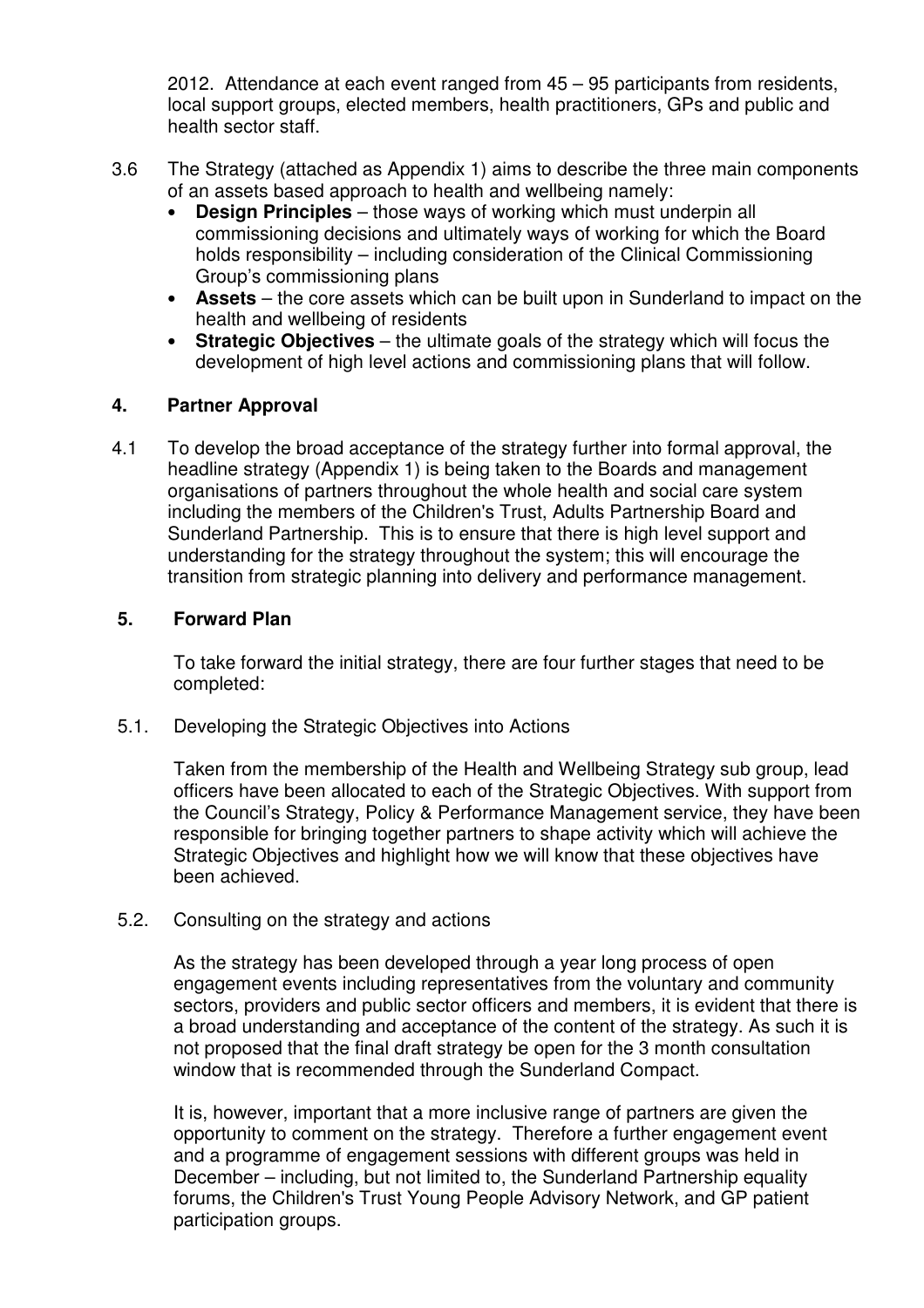2012. Attendance at each event ranged from 45 – 95 participants from residents, local support groups, elected members, health practitioners, GPs and public and health sector staff.

3.6 The Strategy (attached as Appendix 1) aims to describe the three main components of an assets based approach to health and wellbeing namely:

- **Design Principles** – those ways of working which must underpin all commissioning decisions and ultimately ways of working for which the Board holds responsibility – including consideration of the Clinical Commissioning Group's commissioning plans
- **Assets** – the core assets which can be built upon in Sunderland to impact on the health and wellbeing of residents
- **Strategic Objectives** – the ultimate goals of the strategy which will focus the development of high level actions and commissioning plans that will follow.

## 4. Partner Approval

4.1 To develop the broad acceptance of the strategy further into formal approval, the headline strategy (Appendix 1) is being taken to the Boards and management organisations of partners throughout the whole health and social care system including the members of the Children's Trust, Adults Partnership Board and Sunderland Partnership. This is to ensure that there is high level support and understanding for the strategy throughout the system; this will encourage the transition from strategic planning into delivery and performance management.

## 5. Forward Plan

To take forward the initial strategy, there are four further stages that need to be completed:

5.1. Developing the Strategic Objectives into Actions

Taken from the membership of the Health and Wellbeing Strategy sub group, lead officers have been allocated to each of the Strategic Objectives. With support from the Council's Strategy, Policy & Performance Management service, they have been responsible for bringing together partners to shape activity which will achieve the Strategic Objectives and highlight how we will know that these objectives have been achieved.

5.2. Consulting on the strategy and actions

As the strategy has been developed through a year long process of open engagement events including representatives from the voluntary and community sectors, providers and public sector officers and members, it is evident that there is a broad understanding and acceptance of the content of the strategy. As such it is not proposed that the final draft strategy be open for the 3 month consultation window that is recommended through the Sunderland Compact.

It is, however, important that a more inclusive range of partners are given the opportunity to comment on the strategy. Therefore a further engagement event and a programme of engagement sessions with different groups was held in December – including, but not limited to, the Sunderland Partnership equality forums, the Children's Trust Young People Advisory Network, and GP patient participation groups.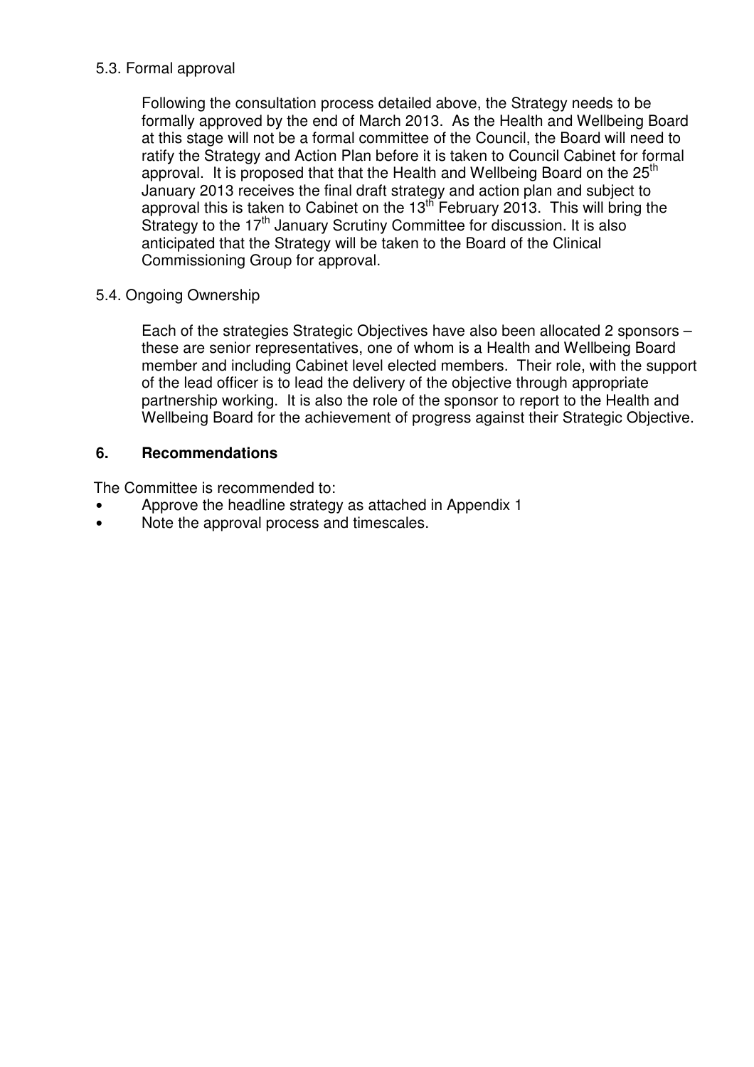5.3. Formal approval

Following the consultation process detailed above, the Strategy needs to be formally approved by the end of March 2013. As the Health and Wellbeing Board at this stage will not be a formal committee of the Council, the Board will need to ratify the Strategy and Action Plan before it is taken to Council Cabinet for formal approval. It is proposed that that the Health and Wellbeing Board on the 25th January 2013 receives the final draft strategy and action plan and subject to approval this is taken to Cabinet on the 13th February 2013. This will bring the Strategy to the 17th January Scrutiny Committee for discussion. It is also anticipated that the Strategy will be taken to the Board of the Clinical Commissioning Group for approval.

5.4. Ongoing Ownership

Each of the strategies Strategic Objectives have also been allocated 2 sponsors – these are senior representatives, one of whom is a Health and Wellbeing Board member and including Cabinet level elected members. Their role, with the support of the lead officer is to lead the delivery of the objective through appropriate partnership working. It is also the role of the sponsor to report to the Health and Wellbeing Board for the achievement of progress against their Strategic Objective.

## 6. Recommendations

The Committee is recommended to:

- Approve the headline strategy as attached in Appendix 1
- Note the approval process and timescales.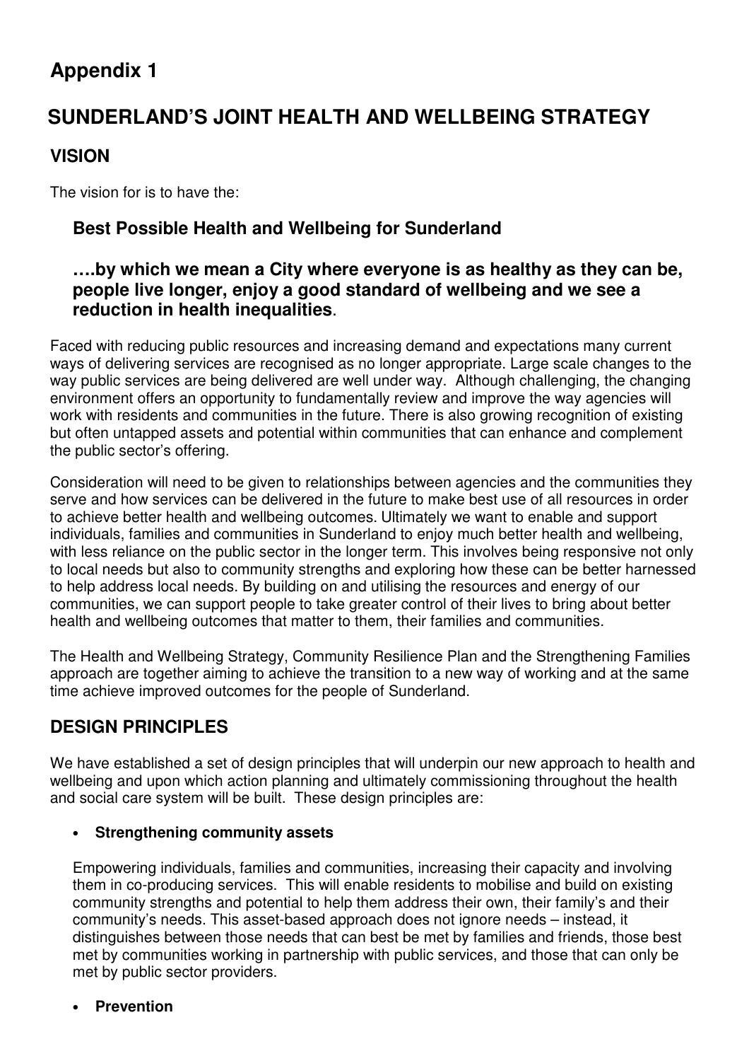# Appendix 1

# SUNDERLAND'S JOINT HEALTH AND WELLBEING STRATEGY

## VISION

The vision for is to have the:

### Best Possible Health and Wellbeing for Sunderland

### ….by which we mean a City where everyone is as healthy as they can be, people live longer, enjoy a good standard of wellbeing and we see a reduction in health inequalities.

Faced with reducing public resources and increasing demand and expectations many current ways of delivering services are recognised as no longer appropriate. Large scale changes to the way public services are being delivered are well under way. Although challenging, the changing environment offers an opportunity to fundamentally review and improve the way agencies will work with residents and communities in the future. There is also growing recognition of existing but often untapped assets and potential within communities that can enhance and complement the public sector's offering.

Consideration will need to be given to relationships between agencies and the communities they serve and how services can be delivered in the future to make best use of all resources in order to achieve better health and wellbeing outcomes. Ultimately we want to enable and support individuals, families and communities in Sunderland to enjoy much better health and wellbeing, with less reliance on the public sector in the longer term. This involves being responsive not only to local needs but also to community strengths and exploring how these can be better harnessed to help address local needs. By building on and utilising the resources and energy of our communities, we can support people to take greater control of their lives to bring about better health and wellbeing outcomes that matter to them, their families and communities.

The Health and Wellbeing Strategy, Community Resilience Plan and the Strengthening Families approach are together aiming to achieve the transition to a new way of working and at the same time achieve improved outcomes for the people of Sunderland.

## DESIGN PRINCIPLES

We have established a set of design principles that will underpin our new approach to health and wellbeing and upon which action planning and ultimately commissioning throughout the health and social care system will be built. These design principles are:

- **Strengthening community assets**

  Empowering individuals, families and communities, increasing their capacity and involving them in co-producing services. This will enable residents to mobilise and build on existing community strengths and potential to help them address their own, their family's and their community's needs. This asset-based approach does not ignore needs – instead, it distinguishes between those needs that can best be met by families and friends, those best met by communities working in partnership with public services, and those that can only be met by public sector providers.

- **Prevention**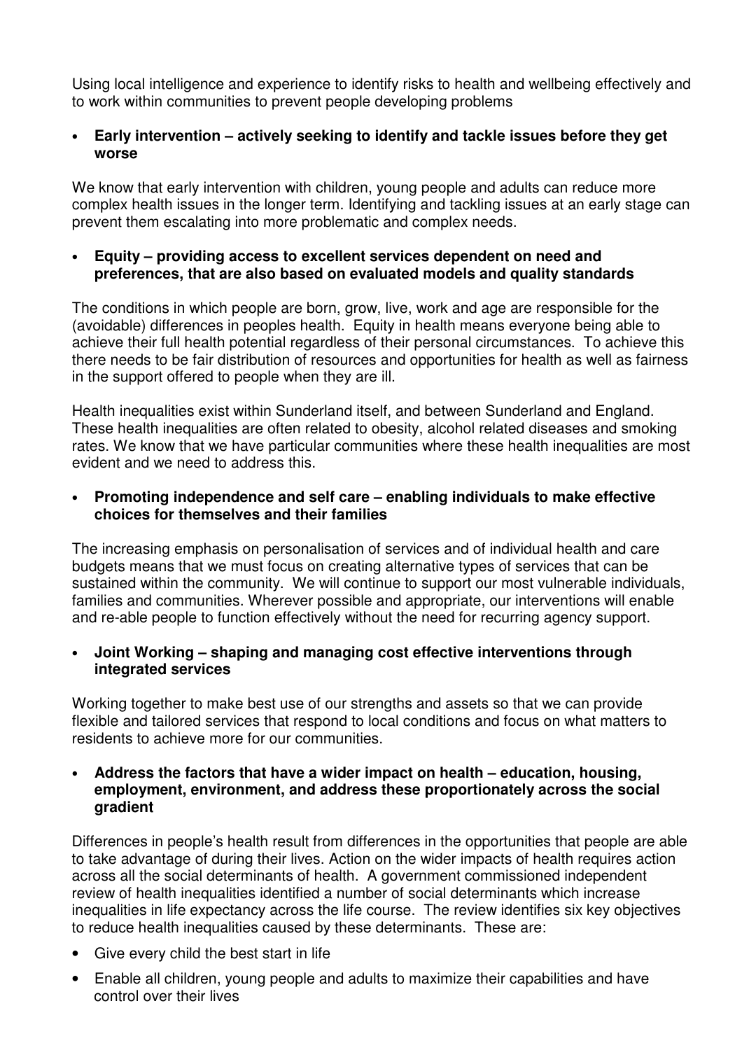Using local intelligence and experience to identify risks to health and wellbeing effectively and to work within communities to prevent people developing problems

- **Early intervention – actively seeking to identify and tackle issues before they get worse**

We know that early intervention with children, young people and adults can reduce more complex health issues in the longer term. Identifying and tackling issues at an early stage can prevent them escalating into more problematic and complex needs.

- **Equity – providing access to excellent services dependent on need and preferences, that are also based on evaluated models and quality standards**

The conditions in which people are born, grow, live, work and age are responsible for the (avoidable) differences in peoples health. Equity in health means everyone being able to achieve their full health potential regardless of their personal circumstances. To achieve this there needs to be fair distribution of resources and opportunities for health as well as fairness in the support offered to people when they are ill.

Health inequalities exist within Sunderland itself, and between Sunderland and England. These health inequalities are often related to obesity, alcohol related diseases and smoking rates. We know that we have particular communities where these health inequalities are most evident and we need to address this.

- **Promoting independence and self care – enabling individuals to make effective choices for themselves and their families**

The increasing emphasis on personalisation of services and of individual health and care budgets means that we must focus on creating alternative types of services that can be sustained within the community. We will continue to support our most vulnerable individuals, families and communities. Wherever possible and appropriate, our interventions will enable and re-able people to function effectively without the need for recurring agency support.

- **Joint Working – shaping and managing cost effective interventions through integrated services**

Working together to make best use of our strengths and assets so that we can provide flexible and tailored services that respond to local conditions and focus on what matters to residents to achieve more for our communities.

- **Address the factors that have a wider impact on health – education, housing, employment, environment, and address these proportionately across the social gradient**

Differences in people's health result from differences in the opportunities that people are able to take advantage of during their lives. Action on the wider impacts of health requires action across all the social determinants of health. A government commissioned independent review of health inequalities identified a number of social determinants which increase inequalities in life expectancy across the life course. The review identifies six key objectives to reduce health inequalities caused by these determinants. These are:

- Give every child the best start in life
- Enable all children, young people and adults to maximize their capabilities and have control over their lives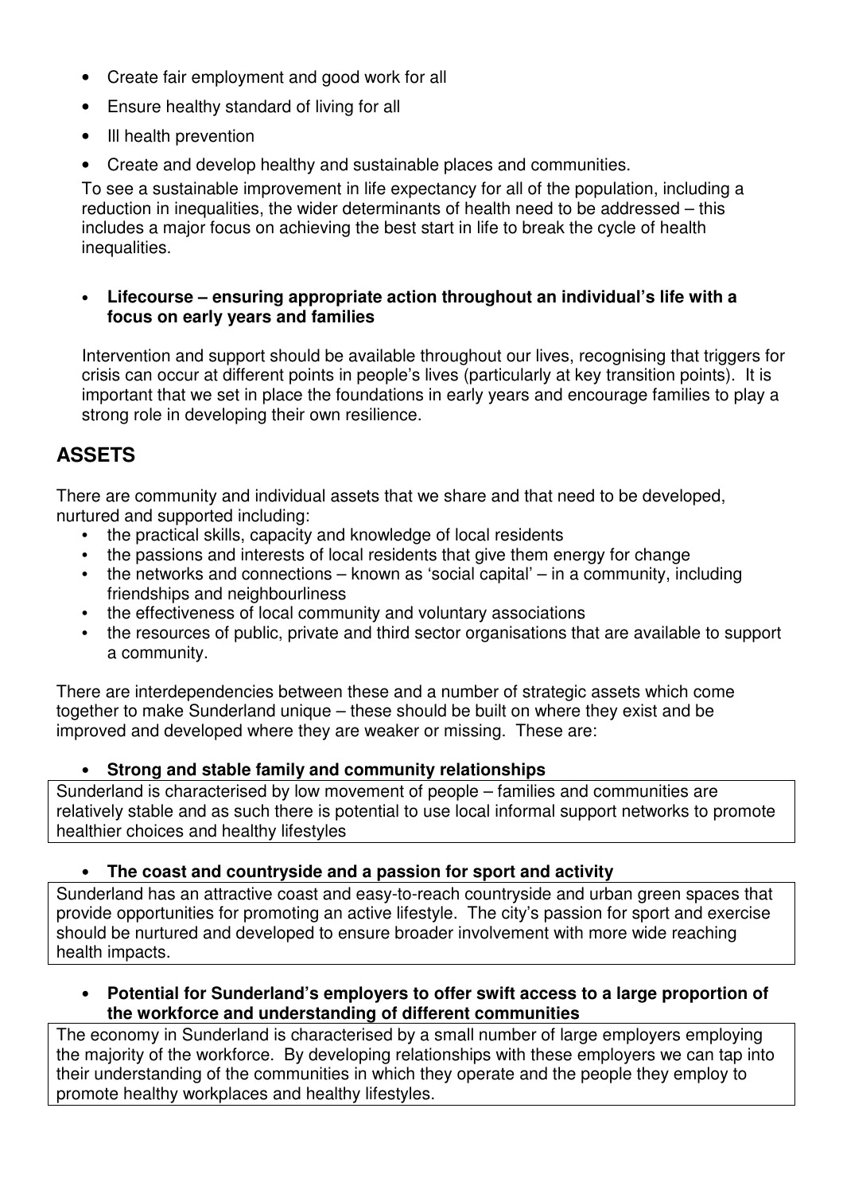- Create fair employment and good work for all
- Ensure healthy standard of living for all
- Ill health prevention
- Create and develop healthy and sustainable places and communities.

To see a sustainable improvement in life expectancy for all of the population, including a reduction in inequalities, the wider determinants of health need to be addressed – this includes a major focus on achieving the best start in life to break the cycle of health inequalities.

- **Lifecourse – ensuring appropriate action throughout an individual's life with a focus on early years and families**

Intervention and support should be available throughout our lives, recognising that triggers for crisis can occur at different points in people's lives (particularly at key transition points). It is important that we set in place the foundations in early years and encourage families to play a strong role in developing their own resilience.

## ASSETS

There are community and individual assets that we share and that need to be developed, nurtured and supported including:

- the practical skills, capacity and knowledge of local residents
- the passions and interests of local residents that give them energy for change
- the networks and connections – known as 'social capital' – in a community, including friendships and neighbourliness
- the effectiveness of local community and voluntary associations
- the resources of public, private and third sector organisations that are available to support a community.

There are interdependencies between these and a number of strategic assets which come together to make Sunderland unique – these should be built on where they exist and be improved and developed where they are weaker or missing. These are:

- **Strong and stable family and community relationships**

Sunderland is characterised by low movement of people – families and communities are relatively stable and as such there is potential to use local informal support networks to promote healthier choices and healthy lifestyles

- **The coast and countryside and a passion for sport and activity**

Sunderland has an attractive coast and easy-to-reach countryside and urban green spaces that provide opportunities for promoting an active lifestyle. The city's passion for sport and exercise should be nurtured and developed to ensure broader involvement with more wide reaching health impacts.

- **Potential for Sunderland's employers to offer swift access to a large proportion of the workforce and understanding of different communities**

The economy in Sunderland is characterised by a small number of large employers employing the majority of the workforce. By developing relationships with these employers we can tap into their understanding of the communities in which they operate and the people they employ to promote healthy workplaces and healthy lifestyles.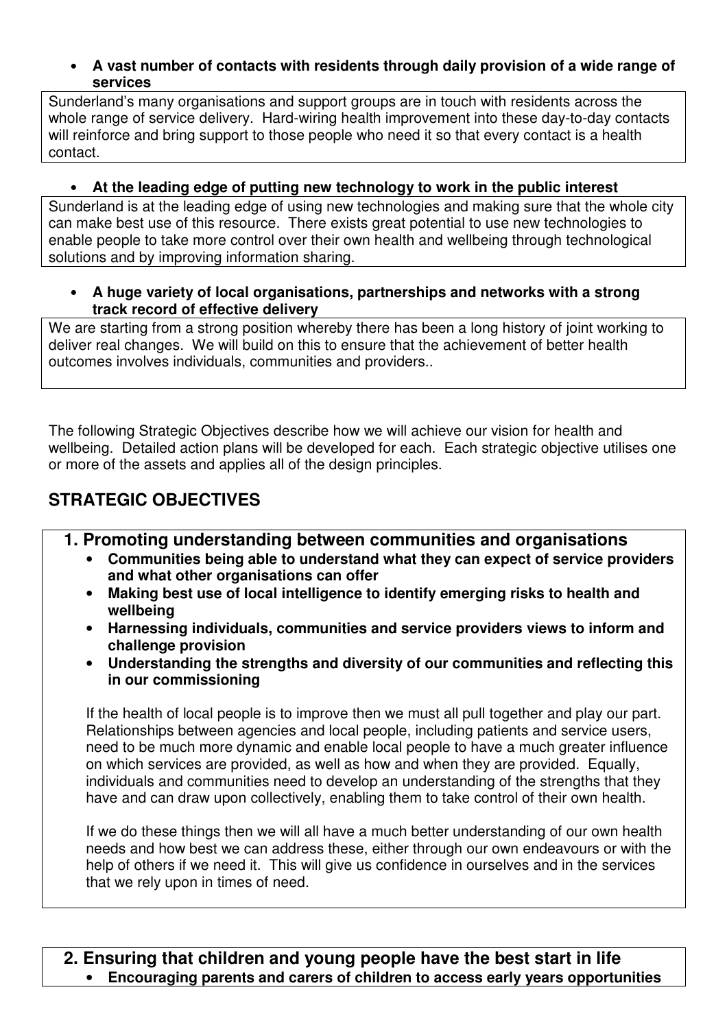- **A vast number of contacts with residents through daily provision of a wide range of services**

Sunderland's many organisations and support groups are in touch with residents across the whole range of service delivery. Hard-wiring health improvement into these day-to-day contacts will reinforce and bring support to those people who need it so that every contact is a health contact.

- **At the leading edge of putting new technology to work in the public interest**

Sunderland is at the leading edge of using new technologies and making sure that the whole city can make best use of this resource. There exists great potential to use new technologies to enable people to take more control over their own health and wellbeing through technological solutions and by improving information sharing.

- **A huge variety of local organisations, partnerships and networks with a strong track record of effective delivery**

We are starting from a strong position whereby there has been a long history of joint working to deliver real changes. We will build on this to ensure that the achievement of better health outcomes involves individuals, communities and providers..

The following Strategic Objectives describe how we will achieve our vision for health and wellbeing. Detailed action plans will be developed for each. Each strategic objective utilises one or more of the assets and applies all of the design principles.

## STRATEGIC OBJECTIVES

### 1. Promoting understanding between communities and organisations

- **Communities being able to understand what they can expect of service providers and what other organisations can offer**
- **Making best use of local intelligence to identify emerging risks to health and wellbeing**
- **Harnessing individuals, communities and service providers views to inform and challenge provision**
- **Understanding the strengths and diversity of our communities and reflecting this in our commissioning**

If the health of local people is to improve then we must all pull together and play our part. Relationships between agencies and local people, including patients and service users, need to be much more dynamic and enable local people to have a much greater influence on which services are provided, as well as how and when they are provided. Equally, individuals and communities need to develop an understanding of the strengths that they have and can draw upon collectively, enabling them to take control of their own health.

If we do these things then we will all have a much better understanding of our own health needs and how best we can address these, either through our own endeavours or with the help of others if we need it. This will give us confidence in ourselves and in the services that we rely upon in times of need.

### 2. Ensuring that children and young people have the best start in life

- **Encouraging parents and carers of children to access early years opportunities**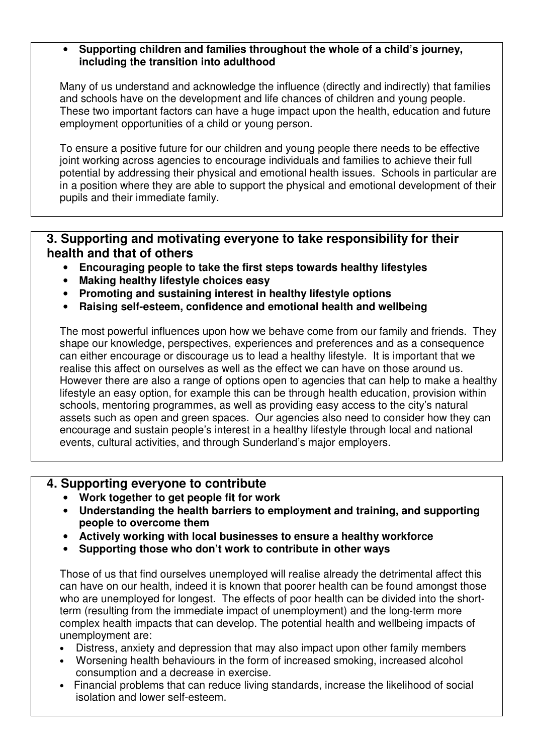- **Supporting children and families throughout the whole of a child's journey, including the transition into adulthood**

Many of us understand and acknowledge the influence (directly and indirectly) that families and schools have on the development and life chances of children and young people. These two important factors can have a huge impact upon the health, education and future employment opportunities of a child or young person.

To ensure a positive future for our children and young people there needs to be effective joint working across agencies to encourage individuals and families to achieve their full potential by addressing their physical and emotional health issues. Schools in particular are in a position where they are able to support the physical and emotional development of their pupils and their immediate family.

## 3. Supporting and motivating everyone to take responsibility for their health and that of others

- **Encouraging people to take the first steps towards healthy lifestyles**
- **Making healthy lifestyle choices easy**
- **Promoting and sustaining interest in healthy lifestyle options**
- **Raising self-esteem, confidence and emotional health and wellbeing**

The most powerful influences upon how we behave come from our family and friends. They shape our knowledge, perspectives, experiences and preferences and as a consequence can either encourage or discourage us to lead a healthy lifestyle. It is important that we realise this affect on ourselves as well as the effect we can have on those around us. However there are also a range of options open to agencies that can help to make a healthy lifestyle an easy option, for example this can be through health education, provision within schools, mentoring programmes, as well as providing easy access to the city's natural assets such as open and green spaces. Our agencies also need to consider how they can encourage and sustain people's interest in a healthy lifestyle through local and national events, cultural activities, and through Sunderland's major employers.

## 4. Supporting everyone to contribute

- **Work together to get people fit for work**
- **Understanding the health barriers to employment and training, and supporting people to overcome them**
- **Actively working with local businesses to ensure a healthy workforce**
- **Supporting those who don't work to contribute in other ways**

Those of us that find ourselves unemployed will realise already the detrimental affect this can have on our health, indeed it is known that poorer health can be found amongst those who are unemployed for longest. The effects of poor health can be divided into the short-term (resulting from the immediate impact of unemployment) and the long-term more complex health impacts that can develop. The potential health and wellbeing impacts of unemployment are:

- Distress, anxiety and depression that may also impact upon other family members
- Worsening health behaviours in the form of increased smoking, increased alcohol consumption and a decrease in exercise.
- Financial problems that can reduce living standards, increase the likelihood of social isolation and lower self-esteem.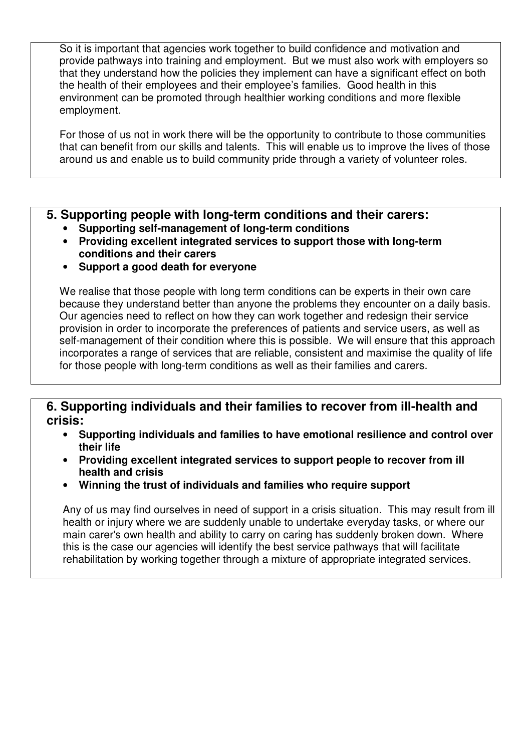So it is important that agencies work together to build confidence and motivation and provide pathways into training and employment. But we must also work with employers so that they understand how the policies they implement can have a significant effect on both the health of their employees and their employee's families. Good health in this environment can be promoted through healthier working conditions and more flexible employment.

For those of us not in work there will be the opportunity to contribute to those communities that can benefit from our skills and talents. This will enable us to improve the lives of those around us and enable us to build community pride through a variety of volunteer roles.

## 5. Supporting people with long-term conditions and their carers:

- **Supporting self-management of long-term conditions**
- **Providing excellent integrated services to support those with long-term conditions and their carers**
- **Support a good death for everyone**

We realise that those people with long term conditions can be experts in their own care because they understand better than anyone the problems they encounter on a daily basis. Our agencies need to reflect on how they can work together and redesign their service provision in order to incorporate the preferences of patients and service users, as well as self-management of their condition where this is possible. We will ensure that this approach incorporates a range of services that are reliable, consistent and maximise the quality of life for those people with long-term conditions as well as their families and carers.

## 6. Supporting individuals and their families to recover from ill-health and crisis:

- **Supporting individuals and families to have emotional resilience and control over their life**
- **Providing excellent integrated services to support people to recover from ill health and crisis**
- **Winning the trust of individuals and families who require support**

Any of us may find ourselves in need of support in a crisis situation. This may result from ill health or injury where we are suddenly unable to undertake everyday tasks, or where our main carer's own health and ability to carry on caring has suddenly broken down. Where this is the case our agencies will identify the best service pathways that will facilitate rehabilitation by working together through a mixture of appropriate integrated services.